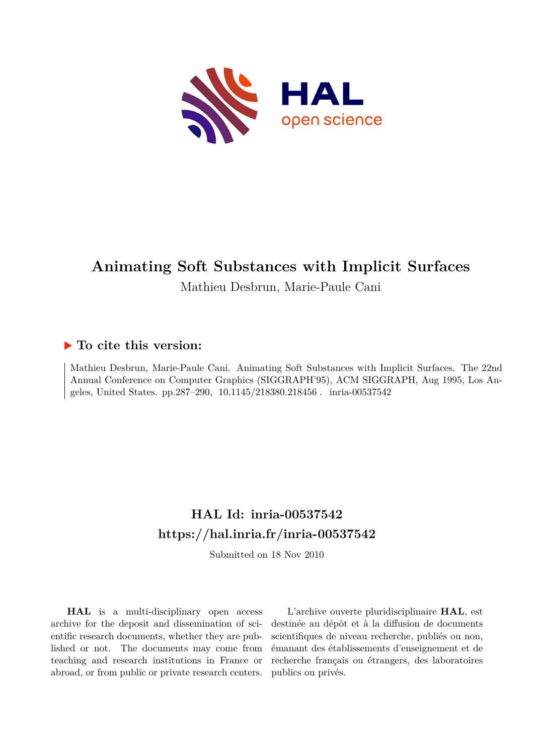# Animating Soft Substances with Implicit Surfaces

Mathieu Desbrun, Marie-Paule Cani

## ▶ To cite this version:

Mathieu Desbrun, Marie-Paule Cani. Animating Soft Substances with Implicit Surfaces. The 22nd Annual Conference on Computer Graphics (SIGGRAPH'95), ACM SIGGRAPH, Aug 1995, Los Angeles, United States. pp.287–290, 10.1145/218380.218456 . inria-00537542

## HAL Id: inria-00537542
## https://hal.inria.fr/inria-00537542

Submitted on 18 Nov 2010

**HAL** is a multi-disciplinary open access archive for the deposit and dissemination of scientific research documents, whether they are published or not. The documents may come from teaching and research institutions in France or abroad, or from public or private research centers.

L'archive ouverte pluridisciplinaire **HAL**, est destinée au dépôt et à la diffusion de documents scientifiques de niveau recherche, publiés ou non, émanant des établissements d'enseignement et de recherche français ou étrangers, des laboratoires publics ou privés.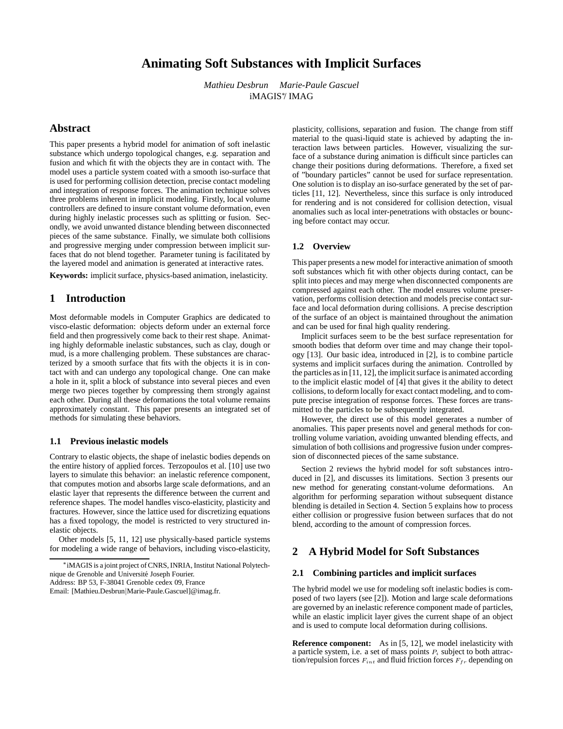# Animating Soft Substances with Implicit Surfaces

*Mathieu Desbrun   Marie-Paule Gascuel*

iMAGIS*/ IMAG

## Abstract

This paper presents a hybrid model for animation of soft inelastic substance which undergo topological changes, e.g. separation and fusion and which fit with the objects they are in contact with. The model uses a particle system coated with a smooth iso-surface that is used for performing collision detection, precise contact modeling and integration of response forces. The animation technique solves three problems inherent in implicit modeling. Firstly, local volume controllers are defined to insure constant volume deformation, even during highly inelastic processes such as splitting or fusion. Secondly, we avoid unwanted distance blending between disconnected pieces of the same substance. Finally, we simulate both collisions and progressive merging under compression between implicit surfaces that do not blend together. Parameter tuning is facilitated by the layered model and animation is generated at interactive rates.

**Keywords:** implicit surface, physics-based animation, inelasticity.

## 1 Introduction

Most deformable models in Computer Graphics are dedicated to visco-elastic deformation: objects deform under an external force field and then progressively come back to their rest shape. Animating highly deformable inelastic substances, such as clay, dough or mud, is a more challenging problem. These substances are characterized by a smooth surface that fits with the objects it is in contact with and can undergo any topological change. One can make a hole in it, split a block of substance into several pieces and even merge two pieces together by compressing them strongly against each other. During all these deformations the total volume remains approximately constant. This paper presents an integrated set of methods for simulating these behaviors.

### 1.1 Previous inelastic models

Contrary to elastic objects, the shape of inelastic bodies depends on the entire history of applied forces. Terzopoulos et al. [10] use two layers to simulate this behavior: an inelastic reference component, that computes motion and absorbs large scale deformations, and an elastic layer that represents the difference between the current and reference shapes. The model handles visco-elasticity, plasticity and fractures. However, since the lattice used for discretizing equations has a fixed topology, the model is restricted to very structured inelastic objects.

Other models [5, 11, 12] use physically-based particle systems for modeling a wide range of behaviors, including visco-elasticity, plasticity, collisions, separation and fusion. The change from stiff material to the quasi-liquid state is achieved by adapting the interaction laws between particles. However, visualizing the surface of a substance during animation is difficult since particles can change their positions during deformations. Therefore, a fixed set of "boundary particles" cannot be used for surface representation. One solution is to display an iso-surface generated by the set of particles [11, 12]. Nevertheless, since this surface is only introduced for rendering and is not considered for collision detection, visual anomalies such as local inter-penetrations with obstacles or bouncing before contact may occur.

### 1.2 Overview

This paper presents a new model for interactive animation of smooth soft substances which fit with other objects during contact, can be split into pieces and may merge when disconnected components are compressed against each other. The model ensures volume preservation, performs collision detection and models precise contact surface and local deformation during collisions. A precise description of the surface of an object is maintained throughout the animation and can be used for final high quality rendering.

Implicit surfaces seem to be the best surface representation for smooth bodies that deform over time and may change their topology [13]. Our basic idea, introduced in [2], is to combine particle systems and implicit surfaces during the animation. Controlled by the particles as in [11, 12], the implicit surface is animated according to the implicit elastic model of [4] that gives it the ability to detect collisions, to deform locally for exact contact modeling, and to compute precise integration of response forces. These forces are transmitted to the particles to be subsequently integrated.

However, the direct use of this model generates a number of anomalies. This paper presents novel and general methods for controlling volume variation, avoiding unwanted blending effects, and simulation of both collisions and progressive fusion under compression of disconnected pieces of the same substance.

Section 2 reviews the hybrid model for soft substances introduced in [2], and discusses its limitations. Section 3 presents our new method for generating constant-volume deformations. An algorithm for performing separation without subsequent distance blending is detailed in Section 4. Section 5 explains how to process either collision or progressive fusion between surfaces that do not blend, according to the amount of compression forces.

## 2 A Hybrid Model for Soft Substances

### 2.1 Combining particles and implicit surfaces

The hybrid model we use for modeling soft inelastic bodies is composed of two layers (see [2]). Motion and large scale deformations are governed by an inelastic reference component made of particles, while an elastic implicit layer gives the current shape of an object and is used to compute local deformation during collisions.

**Reference component:** As in [5, 12], we model inelasticity with a particle system, i.e. a set of mass points $P_i$ subject to both attraction/repulsion forces $F_{int}$ and fluid friction forces $F_{fr}$ depending on

---

*iMAGIS is a joint project of CNRS, INRIA, Institut National Polytechnique de Grenoble and Université Joseph Fourier.
Address: BP 53, F-38041 Grenoble cedex 09, France
Email: [Mathieu.Desbrun|Marie-Paule.Gascuel]@imag.fr.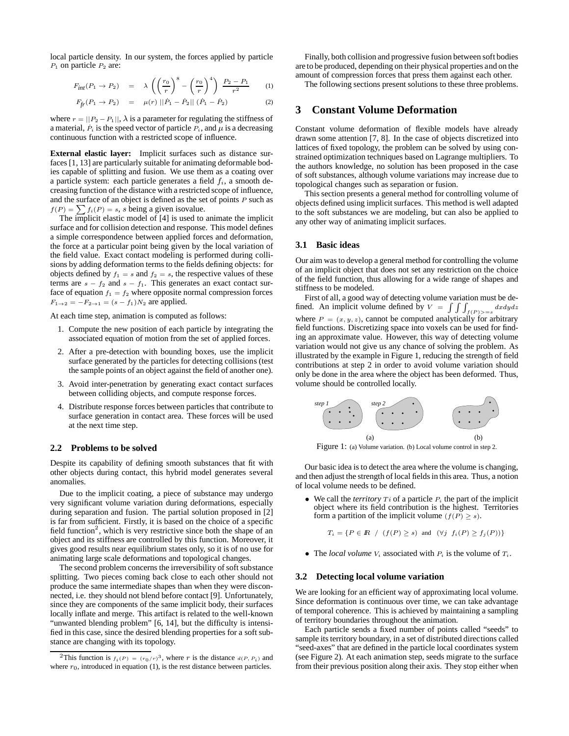local particle density. In our system, the forces applied by particle $P_1$ on particle $P_2$ are:

$$F_{int}(P_1 \rightarrow P_2) = \lambda \left( \left(\frac{r_0}{r}\right)^8 - \left(\frac{r_0}{r}\right)^4 \right) \frac{P_2 - P_1}{r^2} \quad (1)$$

$$F_{fr}(P_1 \rightarrow P_2) = \mu(r) \, ||\dot{P}_1 - \dot{P}_2|| \, (\dot{P}_1 - \dot{P}_2) \quad (2)$$

where $r = ||P_2 - P_1||$, $\lambda$ is a parameter for regulating the stiffness of a material, $\dot{P}_i$ is the speed vector of particle $P_i$, and $\mu$ is a decreasing continuous function with a restricted scope of influence.

**External elastic layer:** Implicit surfaces such as distance surfaces [1, 13] are particularly suitable for animating deformable bodies capable of splitting and fusion. We use them as a coating over a particle system: each particle generates a field $f_i$, a smooth decreasing function of the distance with a restricted scope of influence, and the surface of an object is defined as the set of points $P$ such as $f(P) = \sum f_i(P) = s$, $s$ being a given isovalue.

The implicit elastic model of [4] is used to animate the implicit surface and for collision detection and response. This model defines a simple correspondence between applied forces and deformation, the force at a particular point being given by the local variation of the field value. Exact contact modeling is performed during collisions by adding deformation terms to the fields defining objects: for objects defined by $f_1 = s$ and $f_2 = s$, the respective values of these terms are $s - f_2$ and $s - f_1$. This generates an exact contact surface of equation $f_1 = f_2$ where opposite normal compression forces $F_{1 \rightarrow 2} = -F_{2 \rightarrow 1} = (s - f_1)N_2$ are applied.

At each time step, animation is computed as follows:

1. Compute the new position of each particle by integrating the associated equation of motion from the set of applied forces.
2. After a pre-detection with bounding boxes, use the implicit surface generated by the particles for detecting collisions (test the sample points of an object against the field of another one).
3. Avoid inter-penetration by generating exact contact surfaces between colliding objects, and compute response forces.
4. Distribute response forces between particles that contribute to surface generation in contact area. These forces will be used at the next time step.

### 2.2 Problems to be solved

Despite its capability of defining smooth substances that fit with other objects during contact, this hybrid model generates several anomalies.

Due to the implicit coating, a piece of substance may undergo very significant volume variation during deformations, especially during separation and fusion. The partial solution proposed in [2] is far from sufficient. Firstly, it is based on the choice of a specific field function[2], which is very restrictive since both the shape of an object and its stiffness are controlled by this function. Moreover, it gives good results near equilibrium states only, so it is of no use for animating large scale deformations and topological changes.

The second problem concerns the irreversibility of soft substance splitting. Two pieces coming back close to each other should not produce the same intermediate shapes than when they were disconnected, i.e. they should not blend before contact [9]. Unfortunately, since they are components of the same implicit body, their surfaces locally inflate and merge. This artifact is related to the well-known "unwanted blending problem" [6, 14], but the difficulty is intensified in this case, since the desired blending properties for a soft substance are changing with its topology.

[2]This function is $f_i(P) = (r_0/r)^3$, where $r$ is the distance $d(P, P_i)$ and where $r_0$, introduced in equation (1), is the rest distance between particles.

Finally, both collision and progressive fusion between soft bodies are to be produced, depending on their physical properties and on the amount of compression forces that press them against each other.

The following sections present solutions to these three problems.

## 3 Constant Volume Deformation

Constant volume deformation of flexible models have already drawn some attention [7, 8]. In the case of objects discretized into lattices of fixed topology, the problem can be solved by using constrained optimization techniques based on Lagrange multipliers. To the authors knowledge, no solution has been proposed in the case of soft substances, although volume variations may increase due to topological changes such as separation or fusion.

This section presents a general method for controlling volume of objects defined using implicit surfaces. This method is well adapted to the soft substances we are modeling, but can also be applied to any other way of animating implicit surfaces.

### 3.1 Basic ideas

Our aim was to develop a general method for controlling the volume of an implicit object that does not set any restriction on the choice of the field function, thus allowing for a wide range of shapes and stiffness to be modeled.

First of all, a good way of detecting volume variation must be defined. An implicit volume defined by $V = \int\int\int_{f(P) >= s} dxdydz$ where $P = (x, y, z)$, cannot be computed analytically for arbitrary field functions. Discretizing space into voxels can be used for finding an approximate value. However, this way of detecting volume variation would not give us any chance of solving the problem. As illustrated by the example in Figure 1, reducing the strength of field contributions at step 2 in order to avoid volume variation should only be done in the area where the object has been deformed. Thus, volume should be controlled locally.

Figure 1: (a) Volume variation. (b) Local volume control in step 2.

Our basic idea is to detect the area where the volume is changing, and then adjust the strength of local fields in this area. Thus, a notion of local volume needs to be defined.

- We call the *territory* $T_i$ of a particle $P_i$ the part of the implicit object where its field contribution is the highest. Territories form a partition of the implicit volume $(f(P) \geq s)$.

$$T_i = \{P \in I\!R \ / \ (f(P) \geq s) \ \text{ and } \ (\forall j \ \ f_i(P) \geq f_j(P))\}$$

- The *local volume* $V_i$ associated with $P_i$ is the volume of $T_i$.

### 3.2 Detecting local volume variation

We are looking for an efficient way of approximating local volume. Since deformation is continuous over time, we can take advantage of temporal coherence. This is achieved by maintaining a sampling of territory boundaries throughout the animation.

Each particle sends a fixed number of points called "seeds" to sample its territory boundary, in a set of distributed directions called "seed-axes" that are defined in the particle local coordinates system (see Figure 2). At each animation step, seeds migrate to the surface from their previous position along their axis. They stop either when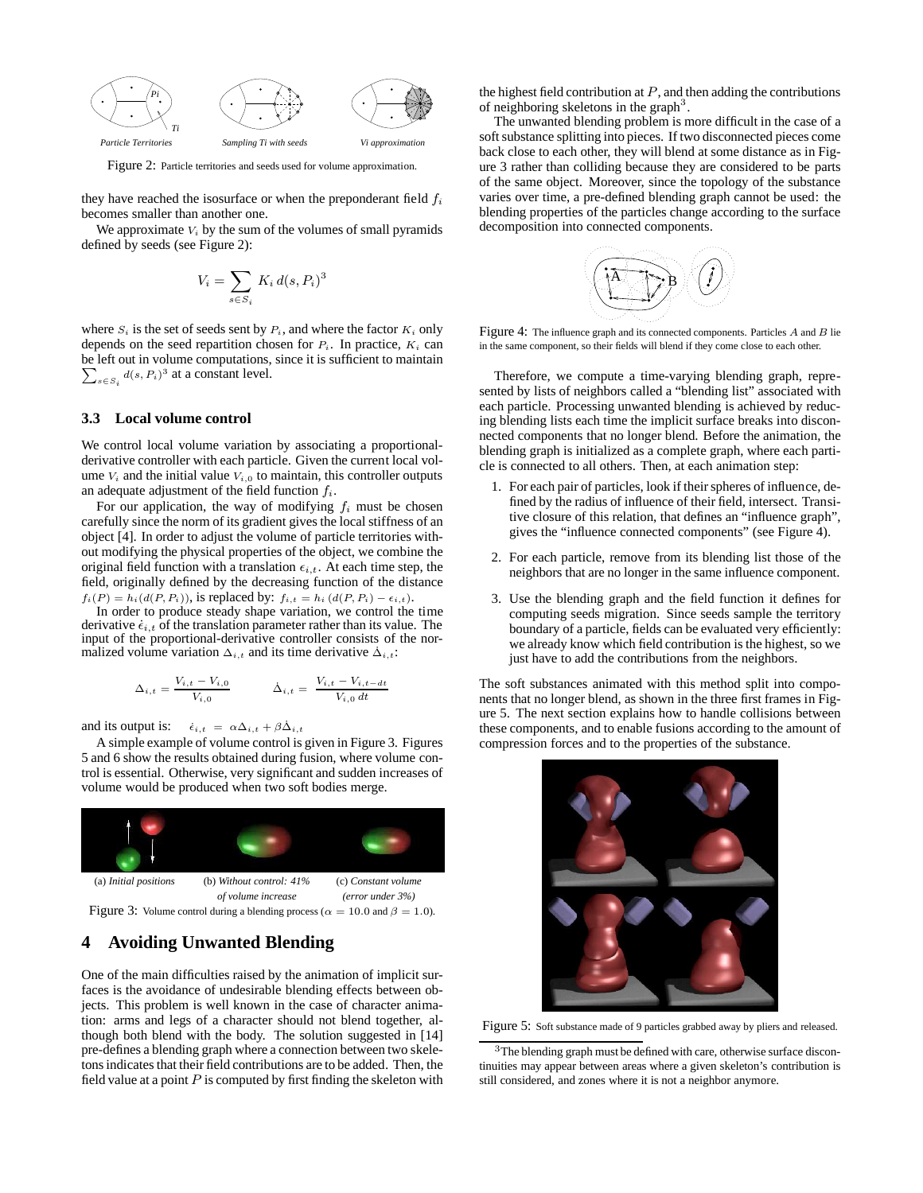Particle Territories

Sampling Ti with seeds

Vi approximation

Figure 2: Particle territories and seeds used for volume approximation.

they have reached the isosurface or when the preponderant field $f_i$ becomes smaller than another one.

We approximate $V_i$ by the sum of the volumes of small pyramids defined by seeds (see Figure 2):

$$V_i = \sum_{s \in S_i} K_i \, d(s, P_i)^3$$

where $S_i$ is the set of seeds sent by $P_i$, and where the factor $K_i$ only depends on the seed repartition chosen for $P_i$. In practice, $K_i$ can be left out in volume computations, since it is sufficient to maintain $\sum_{s \in S_i} d(s, P_i)^3$ at a constant level.

### 3.3 Local volume control

We control local volume variation by associating a proportional-derivative controller with each particle. Given the current local volume $V_i$ and the initial value $V_{i,0}$ to maintain, this controller outputs an adequate adjustment of the field function $f_i$.

For our application, the way of modifying $f_i$ must be chosen carefully since the norm of its gradient gives the local stiffness of an object [4]. In order to adjust the volume of particle territories without modifying the physical properties of the object, we combine the original field function with a translation $\epsilon_{i,t}$. At each time step, the field, originally defined by the decreasing function of the distance $f_i(P) = h_i(d(P, P_i))$, is replaced by: $f_{i,t} = h_i\,(d(P, P_i) - \epsilon_{i,t})$.

In order to produce steady shape variation, we control the time derivative $\dot{\epsilon}_{i,t}$ of the translation parameter rather than its value. The input of the proportional-derivative controller consists of the normalized volume variation $\Delta_{i,t}$ and its time derivative $\dot{\Delta}_{i,t}$:

$$\Delta_{i,t} = \frac{V_{i,t} - V_{i,0}}{V_{i,0}} \qquad \dot{\Delta}_{i,t} = \frac{V_{i,t} - V_{i,t-dt}}{V_{i,0}\,dt}$$

and its output is: $\dot{\epsilon}_{i,t} \; = \; \alpha \Delta_{i,t} + \beta \dot{\Delta}_{i,t}$

A simple example of volume control is given in Figure 3. Figures 5 and 6 show the results obtained during fusion, where volume control is essential. Otherwise, very significant and sudden increases of volume would be produced when two soft bodies merge.

(a) *Initial positions* (b) *Without control: 41% of volume increase* (c) *Constant volume (error under 3%)*

Figure 3: Volume control during a blending process ($\alpha = 10.0$ and $\beta = 1.0$).

## 4 Avoiding Unwanted Blending

One of the main difficulties raised by the animation of implicit surfaces is the avoidance of undesirable blending effects between objects. This problem is well known in the case of character animation: arms and legs of a character should not blend together, although both blend with the body. The solution suggested in [14] pre-defines a blending graph where a connection between two skeletons indicates that their field contributions are to be added. Then, the field value at a point $P$ is computed by first finding the skeleton with the highest field contribution at $P$, and then adding the contributions of neighboring skeletons in the graph[3].

The unwanted blending problem is more difficult in the case of a soft substance splitting into pieces. If two disconnected pieces come back close to each other, they will blend at some distance as in Figure 3 rather than colliding because they are considered to be parts of the same object. Moreover, since the topology of the substance varies over time, a pre-defined blending graph cannot be used: the blending properties of the particles change according to the surface decomposition into connected components.

Figure 4: The influence graph and its connected components. Particles $A$ and $B$ lie in the same component, so their fields will blend if they come close to each other.

Therefore, we compute a time-varying blending graph, represented by lists of neighbors called a "blending list" associated with each particle. Processing unwanted blending is achieved by reducing blending lists each time the implicit surface breaks into disconnected components that no longer blend. Before the animation, the blending graph is initialized as a complete graph, where each particle is connected to all others. Then, at each animation step:

1. For each pair of particles, look if their spheres of influence, defined by the radius of influence of their field, intersect. Transitive closure of this relation, that defines an "influence graph", gives the "influence connected components" (see Figure 4).
2. For each particle, remove from its blending list those of the neighbors that are no longer in the same influence component.
3. Use the blending graph and the field function it defines for computing seeds migration. Since seeds sample the territory boundary of a particle, fields can be evaluated very efficiently: we already know which field contribution is the highest, so we just have to add the contributions from the neighbors.

The soft substances animated with this method split into components that no longer blend, as shown in the three first frames in Figure 5. The next section explains how to handle collisions between these components, and to enable fusions according to the amount of compression forces and to the properties of the substance.

Figure 5: Soft substance made of 9 particles grabbed away by pliers and released.

[3] The blending graph must be defined with care, otherwise surface discontinuities may appear between areas where a given skeleton's contribution is still considered, and zones where it is not a neighbor anymore.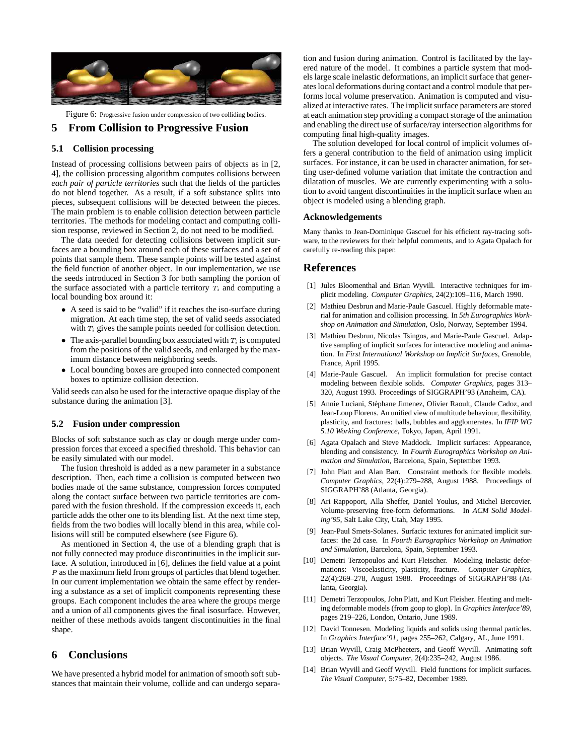Figure 6: Progressive fusion under compression of two colliding bodies.

## 5 From Collision to Progressive Fusion

### 5.1 Collision processing

Instead of processing collisions between pairs of objects as in [2, 4], the collision processing algorithm computes collisions between *each pair of particle territories* such that the fields of the particles do not blend together. As a result, if a soft substance splits into pieces, subsequent collisions will be detected between the pieces. The main problem is to enable collision detection between particle territories. The methods for modeling contact and computing collision response, reviewed in Section 2, do not need to be modified.

The data needed for detecting collisions between implicit surfaces are a bounding box around each of these surfaces and a set of points that sample them. These sample points will be tested against the field function of another object. In our implementation, we use the seeds introduced in Section 3 for both sampling the portion of the surface associated with a particle territory $T_i$ and computing a local bounding box around it:

- A seed is said to be "valid" if it reaches the iso-surface during migration. At each time step, the set of valid seeds associated with $T_i$ gives the sample points needed for collision detection.
- The axis-parallel bounding box associated with $T_i$ is computed from the positions of the valid seeds, and enlarged by the maximum distance between neighboring seeds.
- Local bounding boxes are grouped into connected component boxes to optimize collision detection.

Valid seeds can also be used for the interactive opaque display of the substance during the animation [3].

### 5.2 Fusion under compression

Blocks of soft substance such as clay or dough merge under compression forces that exceed a specified threshold. This behavior can be easily simulated with our model.

The fusion threshold is added as a new parameter in a substance description. Then, each time a collision is computed between two bodies made of the same substance, compression forces computed along the contact surface between two particle territories are compared with the fusion threshold. If the compression exceeds it, each particle adds the other one to its blending list. At the next time step, fields from the two bodies will locally blend in this area, while collisions will still be computed elsewhere (see Figure 6).

As mentioned in Section 4, the use of a blending graph that is not fully connected may produce discontinuities in the implicit surface. A solution, introduced in [6], defines the field value at a point $P$ as the maximum field from groups of particles that blend together. In our current implementation we obtain the same effect by rendering a substance as a set of implicit components representing these groups. Each component includes the area where the groups merge and a union of all components gives the final isosurface. However, neither of these methods avoids tangent discontinuities in the final shape.

## 6 Conclusions

We have presented a hybrid model for animation of smooth soft substances that maintain their volume, collide and can undergo separation and fusion during animation. Control is facilitated by the layered nature of the model. It combines a particle system that models large scale inelastic deformations, an implicit surface that generates local deformations during contact and a control module that performs local volume preservation. Animation is computed and visualized at interactive rates. The implicit surface parameters are stored at each animation step providing a compact storage of the animation and enabling the direct use of surface/ray intersection algorithms for computing final high-quality images.

The solution developed for local control of implicit volumes offers a general contribution to the field of animation using implicit surfaces. For instance, it can be used in character animation, for setting user-defined volume variation that imitate the contraction and dilatation of muscles. We are currently experimenting with a solution to avoid tangent discontinuities in the implicit surface when an object is modeled using a blending graph.

### Acknowledgements

Many thanks to Jean-Dominique Gascuel for his efficient ray-tracing software, to the reviewers for their helpful comments, and to Agata Opalach for carefully re-reading this paper.

## References

[1] Jules Bloomenthal and Brian Wyvill. Interactive techniques for implicit modeling. *Computer Graphics*, 24(2):109–116, March 1990.

[2] Mathieu Desbrun and Marie-Paule Gascuel. Highly deformable material for animation and collision processing. In *5th Eurographics Workshop on Animation and Simulation*, Oslo, Norway, September 1994.

[3] Mathieu Desbrun, Nicolas Tsingos, and Marie-Paule Gascuel. Adaptive sampling of implicit surfaces for interactive modeling and animation. In *First International Workshop on Implicit Surfaces*, Grenoble, France, April 1995.

[4] Marie-Paule Gascuel. An implicit formulation for precise contact modeling between flexible solids. *Computer Graphics*, pages 313–320, August 1993. Proceedings of SIGGRAPH'93 (Anaheim, CA).

[5] Annie Luciani, Stéphane Jimenez, Olivier Raoult, Claude Cadoz, and Jean-Loup Florens. An unified view of multitude behaviour, flexibility, plasticity, and fractures: balls, bubbles and agglomerates. In *IFIP WG 5.10 Working Conference*, Tokyo, Japan, April 1991.

[6] Agata Opalach and Steve Maddock. Implicit surfaces: Appearance, blending and consistency. In *Fourth Eurographics Workshop on Animation and Simulation*, Barcelona, Spain, September 1993.

[7] John Platt and Alan Barr. Constraint methods for flexible models. *Computer Graphics*, 22(4):279–288, August 1988. Proceedings of SIGGRAPH'88 (Atlanta, Georgia).

[8] Ari Rappoport, Alla Sheffer, Daniel Youlus, and Michel Bercovier. Volume-preserving free-form deformations. In *ACM Solid Modeling'95*, Salt Lake City, Utah, May 1995.

[9] Jean-Paul Smets-Solanes. Surfacic textures for animated implicit surfaces: the 2d case. In *Fourth Eurographics Workshop on Animation and Simulation*, Barcelona, Spain, September 1993.

[10] Demetri Terzopoulos and Kurt Fleischer. Modeling inelastic deformations: Viscoelasticity, plasticity, fracture. *Computer Graphics*, 22(4):269–278, August 1988. Proceedings of SIGGRAPH'88 (Atlanta, Georgia).

[11] Demetri Terzopoulos, John Platt, and Kurt Fleisher. Heating and melting deformable models (from goop to glop). In *Graphics Interface'89*, pages 219–226, London, Ontario, June 1989.

[12] David Tonnesen. Modeling liquids and solids using thermal particles. In *Graphics Interface'91*, pages 255–262, Calgary, AL, June 1991.

[13] Brian Wyvill, Craig McPheeters, and Geoff Wyvill. Animating soft objects. *The Visual Computer*, 2(4):235–242, August 1986.

[14] Brian Wyvill and Geoff Wyvill. Field functions for implicit surfaces. *The Visual Computer*, 5:75–82, December 1989.